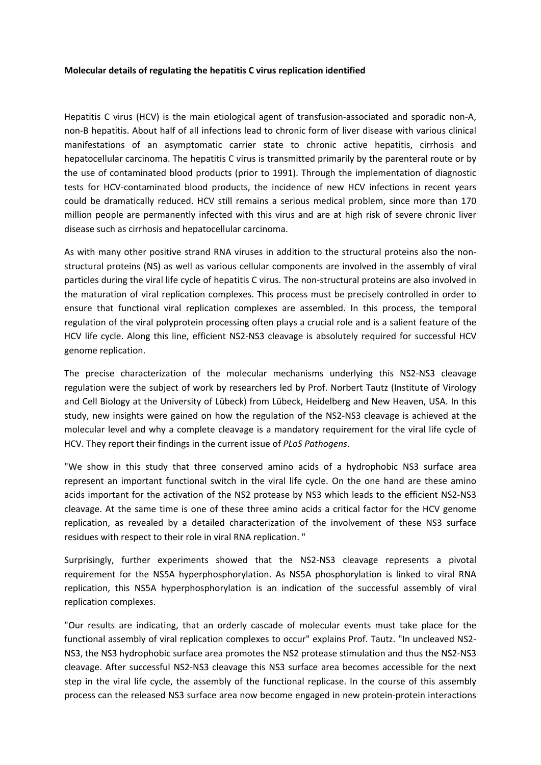**Molecular details of regulating the hepatitis C virus replication identified**

Hepatitis C virus (HCV) is the main etiological agent of transfusion-associated and sporadic non-A, non-B hepatitis. About half of all infections lead to chronic form of liver disease with various clinical manifestations of an asymptomatic carrier state to chronic active hepatitis, cirrhosis and hepatocellular carcinoma. The hepatitis C virus is transmitted primarily by the parenteral route or by the use of contaminated blood products (prior to 1991). Through the implementation of diagnostic tests for HCV-contaminated blood products, the incidence of new HCV infections in recent years could be dramatically reduced. HCV still remains a serious medical problem, since more than 170 million people are permanently infected with this virus and are at high risk of severe chronic liver disease such as cirrhosis and hepatocellular carcinoma.

As with many other positive strand RNA viruses in addition to the structural proteins also the non-structural proteins (NS) as well as various cellular components are involved in the assembly of viral particles during the viral life cycle of hepatitis C virus. The non-structural proteins are also involved in the maturation of viral replication complexes. This process must be precisely controlled in order to ensure that functional viral replication complexes are assembled. In this process, the temporal regulation of the viral polyprotein processing often plays a crucial role and is a salient feature of the HCV life cycle. Along this line, efficient NS2-NS3 cleavage is absolutely required for successful HCV genome replication.

The precise characterization of the molecular mechanisms underlying this NS2-NS3 cleavage regulation were the subject of work by researchers led by Prof. Norbert Tautz (Institute of Virology and Cell Biology at the University of Lübeck) from Lübeck, Heidelberg and New Heaven, USA. In this study, new insights were gained on how the regulation of the NS2-NS3 cleavage is achieved at the molecular level and why a complete cleavage is a mandatory requirement for the viral life cycle of HCV. They report their findings in the current issue of *PLoS Pathogens*.

"We show in this study that three conserved amino acids of a hydrophobic NS3 surface area represent an important functional switch in the viral life cycle. On the one hand are these amino acids important for the activation of the NS2 protease by NS3 which leads to the efficient NS2-NS3 cleavage. At the same time is one of these three amino acids a critical factor for the HCV genome replication, as revealed by a detailed characterization of the involvement of these NS3 surface residues with respect to their role in viral RNA replication. "

Surprisingly, further experiments showed that the NS2-NS3 cleavage represents a pivotal requirement for the NS5A hyperphosphorylation. As NS5A phosphorylation is linked to viral RNA replication, this NS5A hyperphosphorylation is an indication of the successful assembly of viral replication complexes.

"Our results are indicating, that an orderly cascade of molecular events must take place for the functional assembly of viral replication complexes to occur" explains Prof. Tautz. "In uncleaved NS2-NS3, the NS3 hydrophobic surface area promotes the NS2 protease stimulation and thus the NS2-NS3 cleavage. After successful NS2-NS3 cleavage this NS3 surface area becomes accessible for the next step in the viral life cycle, the assembly of the functional replicase. In the course of this assembly process can the released NS3 surface area now become engaged in new protein-protein interactions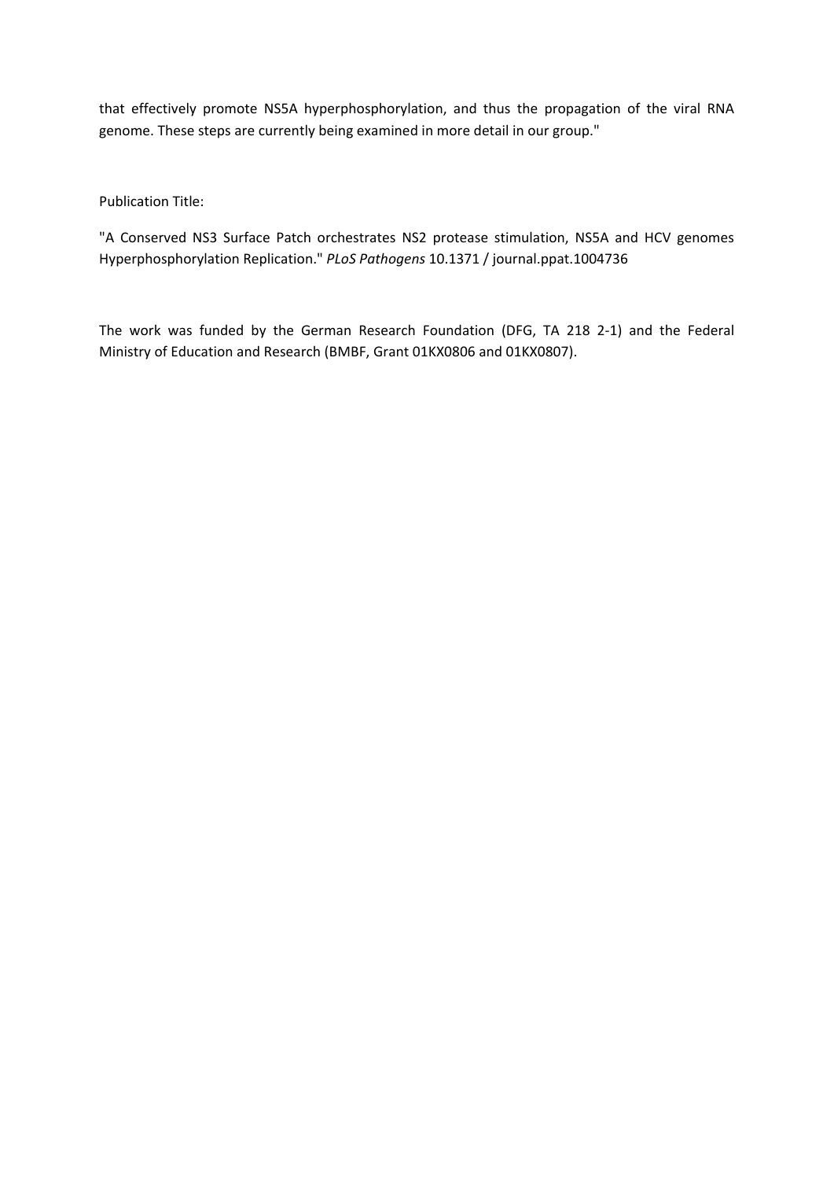that effectively promote NS5A hyperphosphorylation, and thus the propagation of the viral RNA genome. These steps are currently being examined in more detail in our group."

Publication Title:

"A Conserved NS3 Surface Patch orchestrates NS2 protease stimulation, NS5A and HCV genomes Hyperphosphorylation Replication." *PLoS Pathogens* 10.1371 / journal.ppat.1004736

The work was funded by the German Research Foundation (DFG, TA 218 2-1) and the Federal Ministry of Education and Research (BMBF, Grant 01KX0806 and 01KX0807).